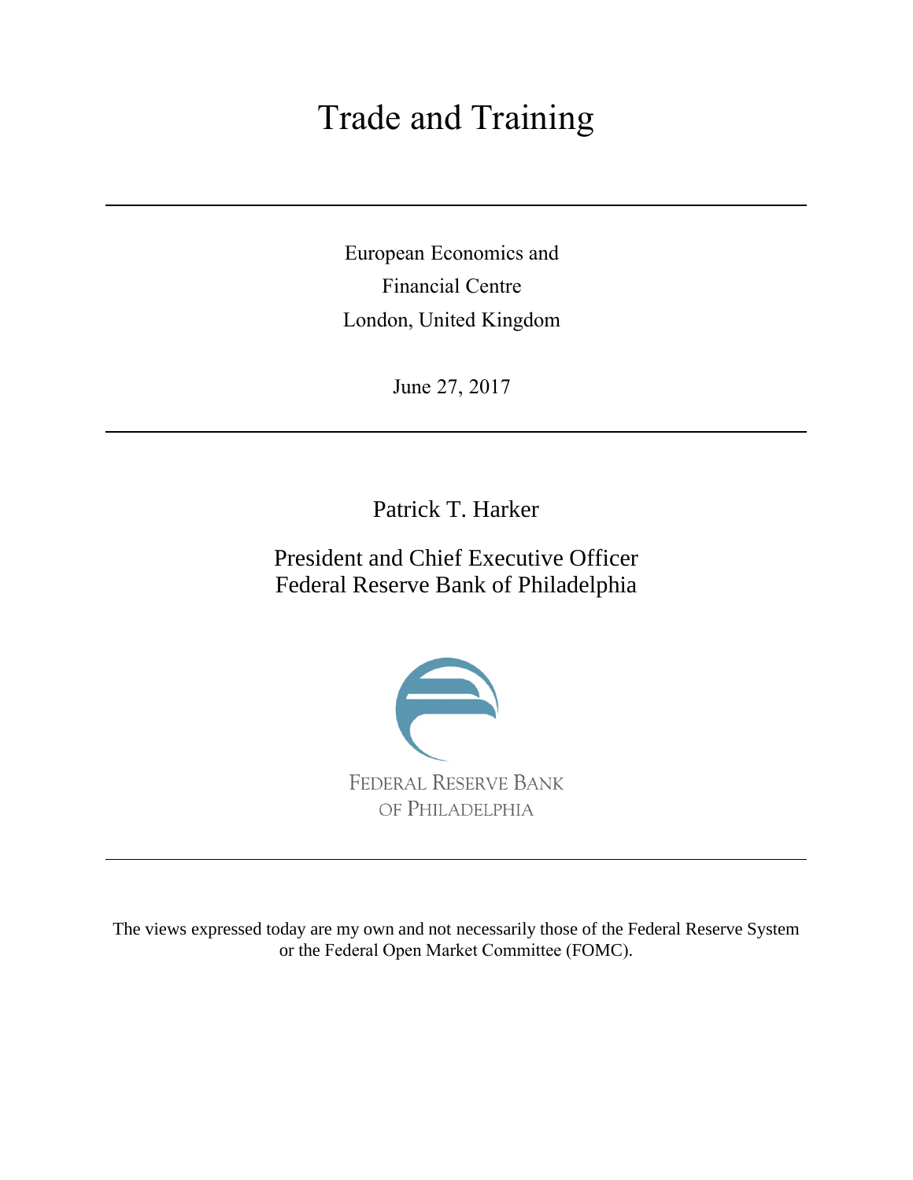# Trade and Training

European Economics and
Financial Centre
London, United Kingdom

June 27, 2017

Patrick T. Harker

President and Chief Executive Officer
Federal Reserve Bank of Philadelphia

FEDERAL RESERVE BANK
OF PHILADELPHIA

The views expressed today are my own and not necessarily those of the Federal Reserve System or the Federal Open Market Committee (FOMC).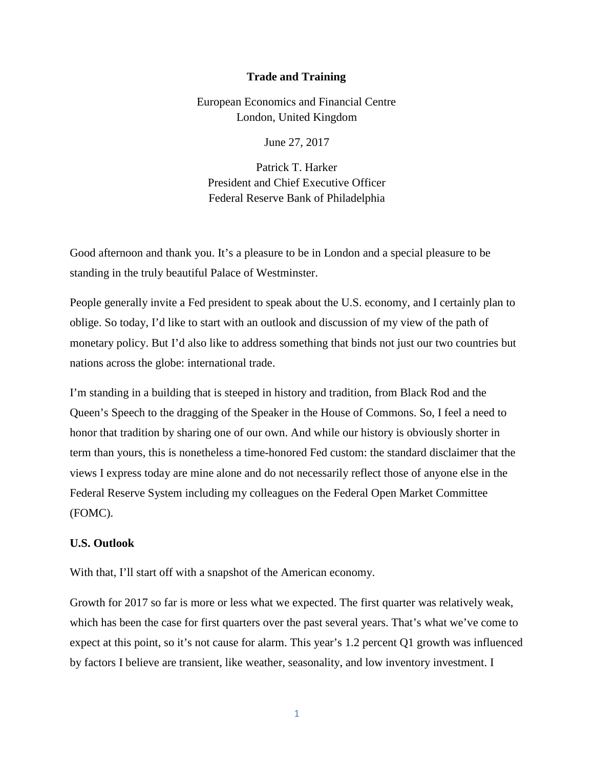**Trade and Training**

European Economics and Financial Centre
London, United Kingdom

June 27, 2017

Patrick T. Harker
President and Chief Executive Officer
Federal Reserve Bank of Philadelphia

Good afternoon and thank you. It's a pleasure to be in London and a special pleasure to be standing in the truly beautiful Palace of Westminster.

People generally invite a Fed president to speak about the U.S. economy, and I certainly plan to oblige. So today, I'd like to start with an outlook and discussion of my view of the path of monetary policy. But I'd also like to address something that binds not just our two countries but nations across the globe: international trade.

I'm standing in a building that is steeped in history and tradition, from Black Rod and the Queen's Speech to the dragging of the Speaker in the House of Commons. So, I feel a need to honor that tradition by sharing one of our own. And while our history is obviously shorter in term than yours, this is nonetheless a time-honored Fed custom: the standard disclaimer that the views I express today are mine alone and do not necessarily reflect those of anyone else in the Federal Reserve System including my colleagues on the Federal Open Market Committee (FOMC).

**U.S. Outlook**

With that, I'll start off with a snapshot of the American economy.

Growth for 2017 so far is more or less what we expected. The first quarter was relatively weak, which has been the case for first quarters over the past several years. That's what we've come to expect at this point, so it's not cause for alarm. This year's 1.2 percent Q1 growth was influenced by factors I believe are transient, like weather, seasonality, and low inventory investment. I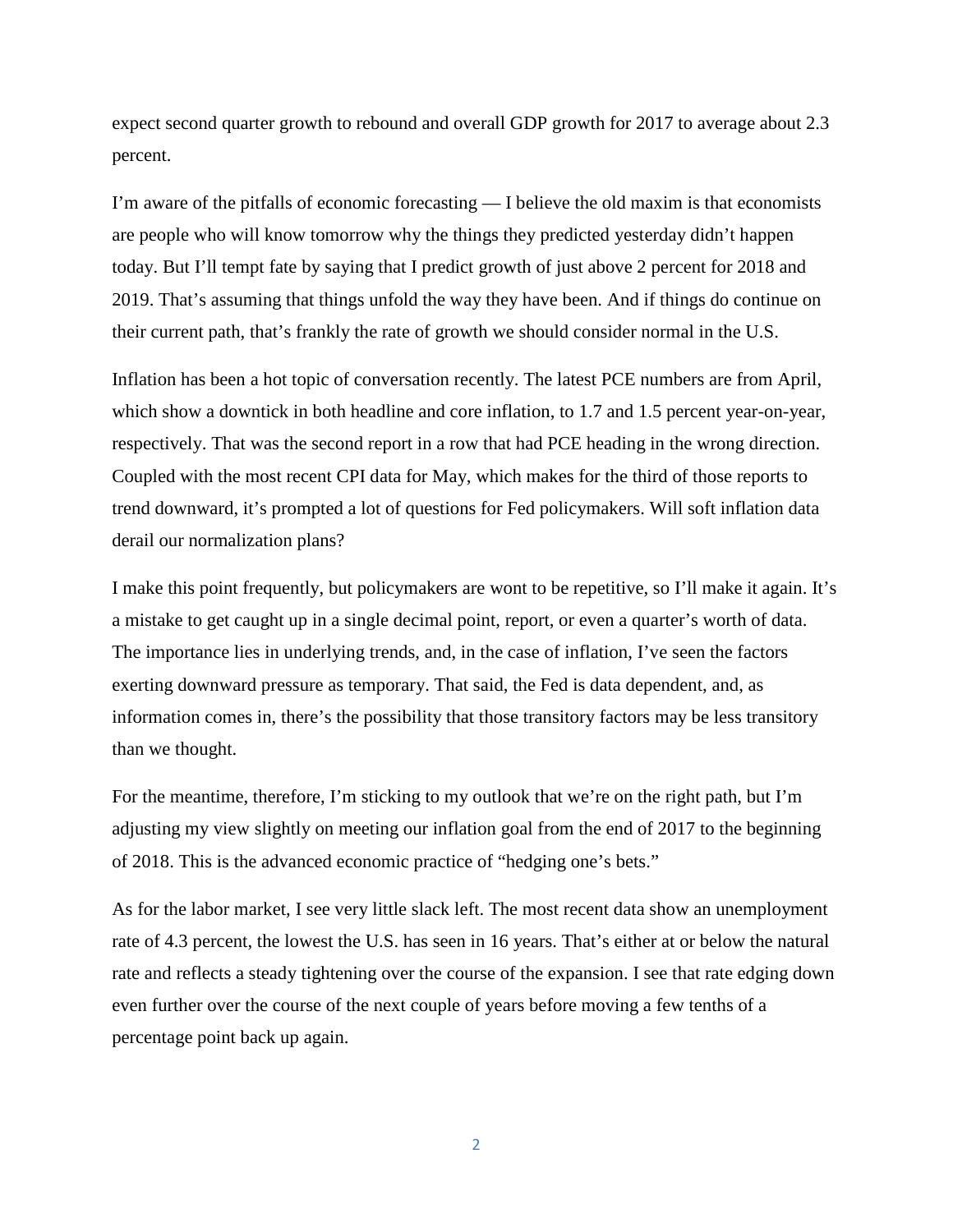expect second quarter growth to rebound and overall GDP growth for 2017 to average about 2.3 percent.

I'm aware of the pitfalls of economic forecasting — I believe the old maxim is that economists are people who will know tomorrow why the things they predicted yesterday didn't happen today. But I'll tempt fate by saying that I predict growth of just above 2 percent for 2018 and 2019. That's assuming that things unfold the way they have been. And if things do continue on their current path, that's frankly the rate of growth we should consider normal in the U.S.

Inflation has been a hot topic of conversation recently. The latest PCE numbers are from April, which show a downtick in both headline and core inflation, to 1.7 and 1.5 percent year-on-year, respectively. That was the second report in a row that had PCE heading in the wrong direction. Coupled with the most recent CPI data for May, which makes for the third of those reports to trend downward, it's prompted a lot of questions for Fed policymakers. Will soft inflation data derail our normalization plans?

I make this point frequently, but policymakers are wont to be repetitive, so I'll make it again. It's a mistake to get caught up in a single decimal point, report, or even a quarter's worth of data. The importance lies in underlying trends, and, in the case of inflation, I've seen the factors exerting downward pressure as temporary. That said, the Fed is data dependent, and, as information comes in, there's the possibility that those transitory factors may be less transitory than we thought.

For the meantime, therefore, I'm sticking to my outlook that we're on the right path, but I'm adjusting my view slightly on meeting our inflation goal from the end of 2017 to the beginning of 2018. This is the advanced economic practice of "hedging one's bets."

As for the labor market, I see very little slack left. The most recent data show an unemployment rate of 4.3 percent, the lowest the U.S. has seen in 16 years. That's either at or below the natural rate and reflects a steady tightening over the course of the expansion. I see that rate edging down even further over the course of the next couple of years before moving a few tenths of a percentage point back up again.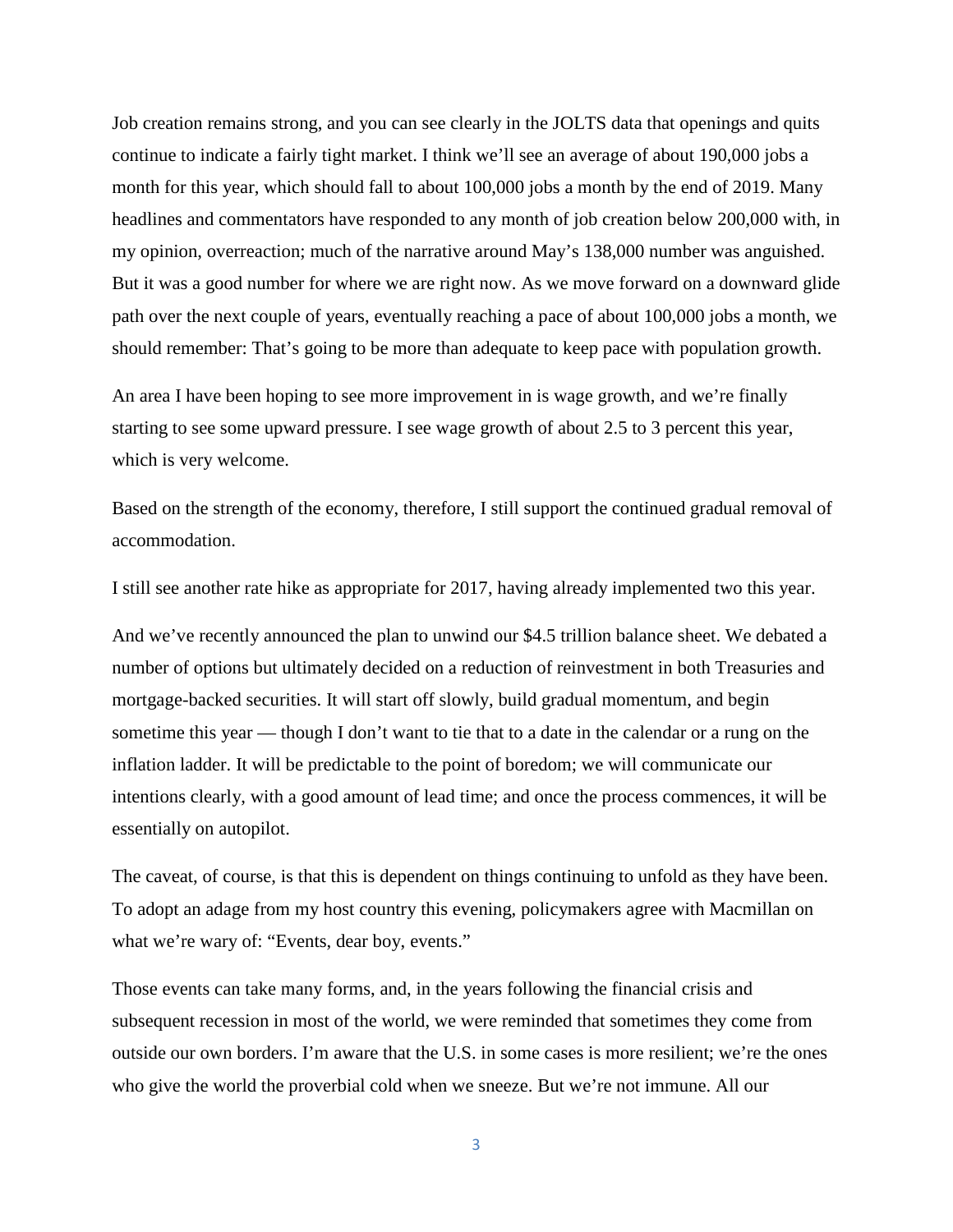Job creation remains strong, and you can see clearly in the JOLTS data that openings and quits continue to indicate a fairly tight market. I think we'll see an average of about 190,000 jobs a month for this year, which should fall to about 100,000 jobs a month by the end of 2019. Many headlines and commentators have responded to any month of job creation below 200,000 with, in my opinion, overreaction; much of the narrative around May's 138,000 number was anguished. But it was a good number for where we are right now. As we move forward on a downward glide path over the next couple of years, eventually reaching a pace of about 100,000 jobs a month, we should remember: That's going to be more than adequate to keep pace with population growth.

An area I have been hoping to see more improvement in is wage growth, and we're finally starting to see some upward pressure. I see wage growth of about 2.5 to 3 percent this year, which is very welcome.

Based on the strength of the economy, therefore, I still support the continued gradual removal of accommodation.

I still see another rate hike as appropriate for 2017, having already implemented two this year.

And we've recently announced the plan to unwind our $4.5 trillion balance sheet. We debated a number of options but ultimately decided on a reduction of reinvestment in both Treasuries and mortgage-backed securities. It will start off slowly, build gradual momentum, and begin sometime this year — though I don't want to tie that to a date in the calendar or a rung on the inflation ladder. It will be predictable to the point of boredom; we will communicate our intentions clearly, with a good amount of lead time; and once the process commences, it will be essentially on autopilot.

The caveat, of course, is that this is dependent on things continuing to unfold as they have been. To adopt an adage from my host country this evening, policymakers agree with Macmillan on what we're wary of: "Events, dear boy, events."

Those events can take many forms, and, in the years following the financial crisis and subsequent recession in most of the world, we were reminded that sometimes they come from outside our own borders. I'm aware that the U.S. in some cases is more resilient; we're the ones who give the world the proverbial cold when we sneeze. But we're not immune. All our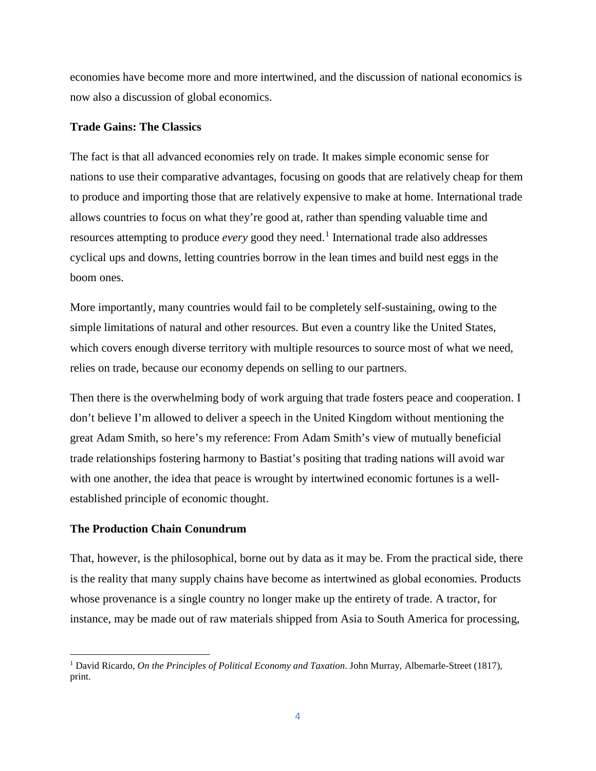economies have become more and more intertwined, and the discussion of national economics is now also a discussion of global economics.

**Trade Gains: The Classics**

The fact is that all advanced economies rely on trade. It makes simple economic sense for nations to use their comparative advantages, focusing on goods that are relatively cheap for them to produce and importing those that are relatively expensive to make at home. International trade allows countries to focus on what they're good at, rather than spending valuable time and resources attempting to produce *every* good they need.[1] International trade also addresses cyclical ups and downs, letting countries borrow in the lean times and build nest eggs in the boom ones.

More importantly, many countries would fail to be completely self-sustaining, owing to the simple limitations of natural and other resources. But even a country like the United States, which covers enough diverse territory with multiple resources to source most of what we need, relies on trade, because our economy depends on selling to our partners.

Then there is the overwhelming body of work arguing that trade fosters peace and cooperation. I don't believe I'm allowed to deliver a speech in the United Kingdom without mentioning the great Adam Smith, so here's my reference: From Adam Smith's view of mutually beneficial trade relationships fostering harmony to Bastiat's positing that trading nations will avoid war with one another, the idea that peace is wrought by intertwined economic fortunes is a well-established principle of economic thought.

**The Production Chain Conundrum**

That, however, is the philosophical, borne out by data as it may be. From the practical side, there is the reality that many supply chains have become as intertwined as global economies. Products whose provenance is a single country no longer make up the entirety of trade. A tractor, for instance, may be made out of raw materials shipped from Asia to South America for processing,

[1] David Ricardo, *On the Principles of Political Economy and Taxation*. John Murray, Albemarle-Street (1817), print.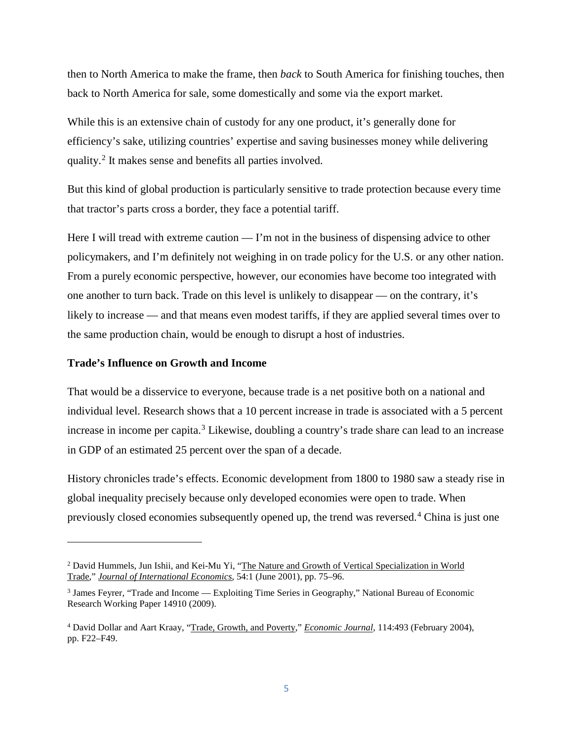then to North America to make the frame, then *back* to South America for finishing touches, then back to North America for sale, some domestically and some via the export market.

While this is an extensive chain of custody for any one product, it's generally done for efficiency's sake, utilizing countries' expertise and saving businesses money while delivering quality.[2] It makes sense and benefits all parties involved.

But this kind of global production is particularly sensitive to trade protection because every time that tractor's parts cross a border, they face a potential tariff.

Here I will tread with extreme caution — I'm not in the business of dispensing advice to other policymakers, and I'm definitely not weighing in on trade policy for the U.S. or any other nation. From a purely economic perspective, however, our economies have become too integrated with one another to turn back. Trade on this level is unlikely to disappear — on the contrary, it's likely to increase — and that means even modest tariffs, if they are applied several times over to the same production chain, would be enough to disrupt a host of industries.

**Trade's Influence on Growth and Income**

That would be a disservice to everyone, because trade is a net positive both on a national and individual level. Research shows that a 10 percent increase in trade is associated with a 5 percent increase in income per capita.[3] Likewise, doubling a country's trade share can lead to an increase in GDP of an estimated 25 percent over the span of a decade.

History chronicles trade's effects. Economic development from 1800 to 1980 saw a steady rise in global inequality precisely because only developed economies were open to trade. When previously closed economies subsequently opened up, the trend was reversed.[4] China is just one

---

[2] David Hummels, Jun Ishii, and Kei-Mu Yi, "The Nature and Growth of Vertical Specialization in World Trade," *Journal of International Economics*, 54:1 (June 2001), pp. 75–96.

[3] James Feyrer, "Trade and Income — Exploiting Time Series in Geography," National Bureau of Economic Research Working Paper 14910 (2009).

[4] David Dollar and Aart Kraay, "Trade, Growth, and Poverty," *Economic Journal*, 114:493 (February 2004), pp. F22–F49.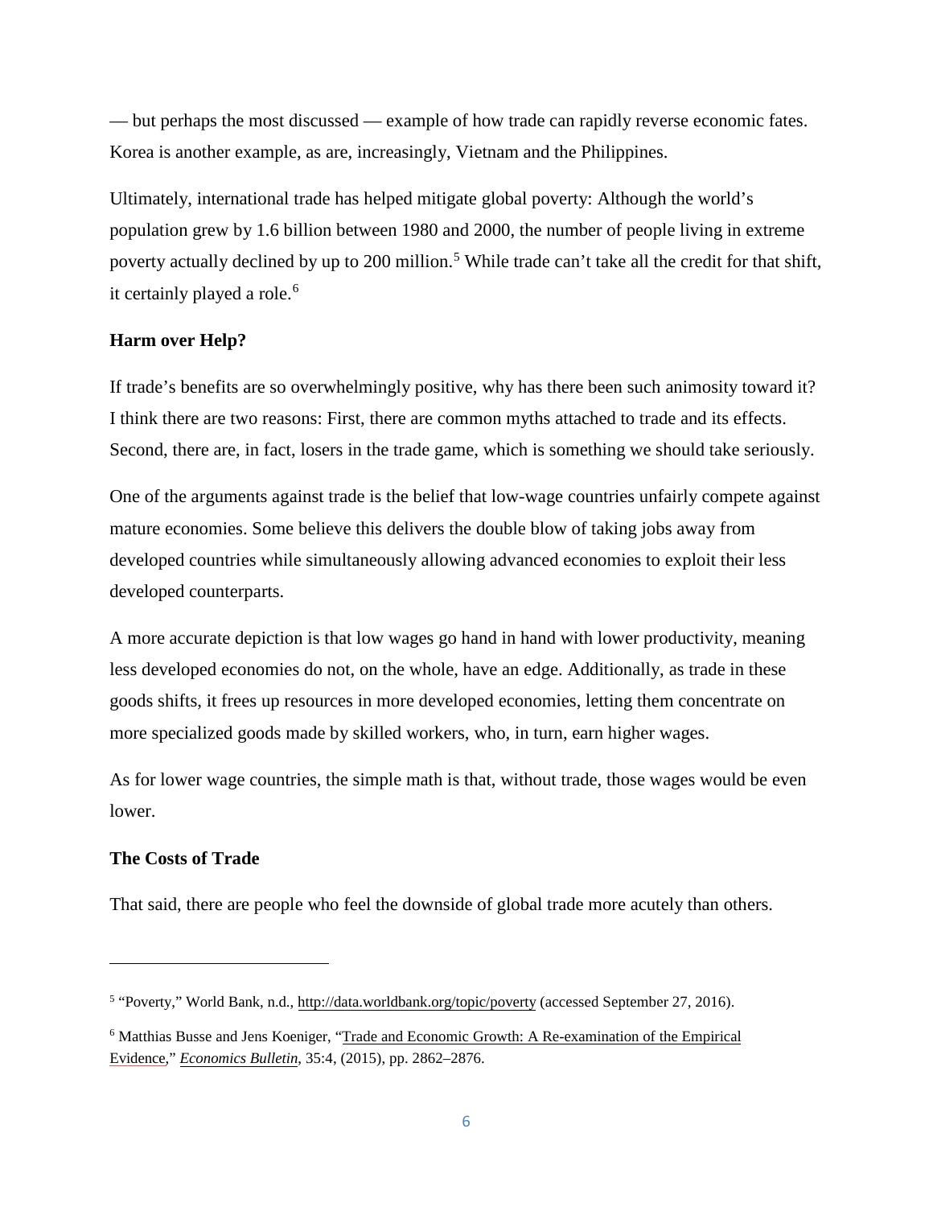— but perhaps the most discussed — example of how trade can rapidly reverse economic fates. Korea is another example, as are, increasingly, Vietnam and the Philippines.

Ultimately, international trade has helped mitigate global poverty: Although the world's population grew by 1.6 billion between 1980 and 2000, the number of people living in extreme poverty actually declined by up to 200 million.[5] While trade can't take all the credit for that shift, it certainly played a role.[6]

**Harm over Help?**

If trade's benefits are so overwhelmingly positive, why has there been such animosity toward it? I think there are two reasons: First, there are common myths attached to trade and its effects. Second, there are, in fact, losers in the trade game, which is something we should take seriously.

One of the arguments against trade is the belief that low-wage countries unfairly compete against mature economies. Some believe this delivers the double blow of taking jobs away from developed countries while simultaneously allowing advanced economies to exploit their less developed counterparts.

A more accurate depiction is that low wages go hand in hand with lower productivity, meaning less developed economies do not, on the whole, have an edge. Additionally, as trade in these goods shifts, it frees up resources in more developed economies, letting them concentrate on more specialized goods made by skilled workers, who, in turn, earn higher wages.

As for lower wage countries, the simple math is that, without trade, those wages would be even lower.

**The Costs of Trade**

That said, there are people who feel the downside of global trade more acutely than others.

---

[5] "Poverty," World Bank, n.d., http://data.worldbank.org/topic/poverty (accessed September 27, 2016).

[6] Matthias Busse and Jens Koeniger, "Trade and Economic Growth: A Re-examination of the Empirical Evidence," *Economics Bulletin*, 35:4, (2015), pp. 2862–2876.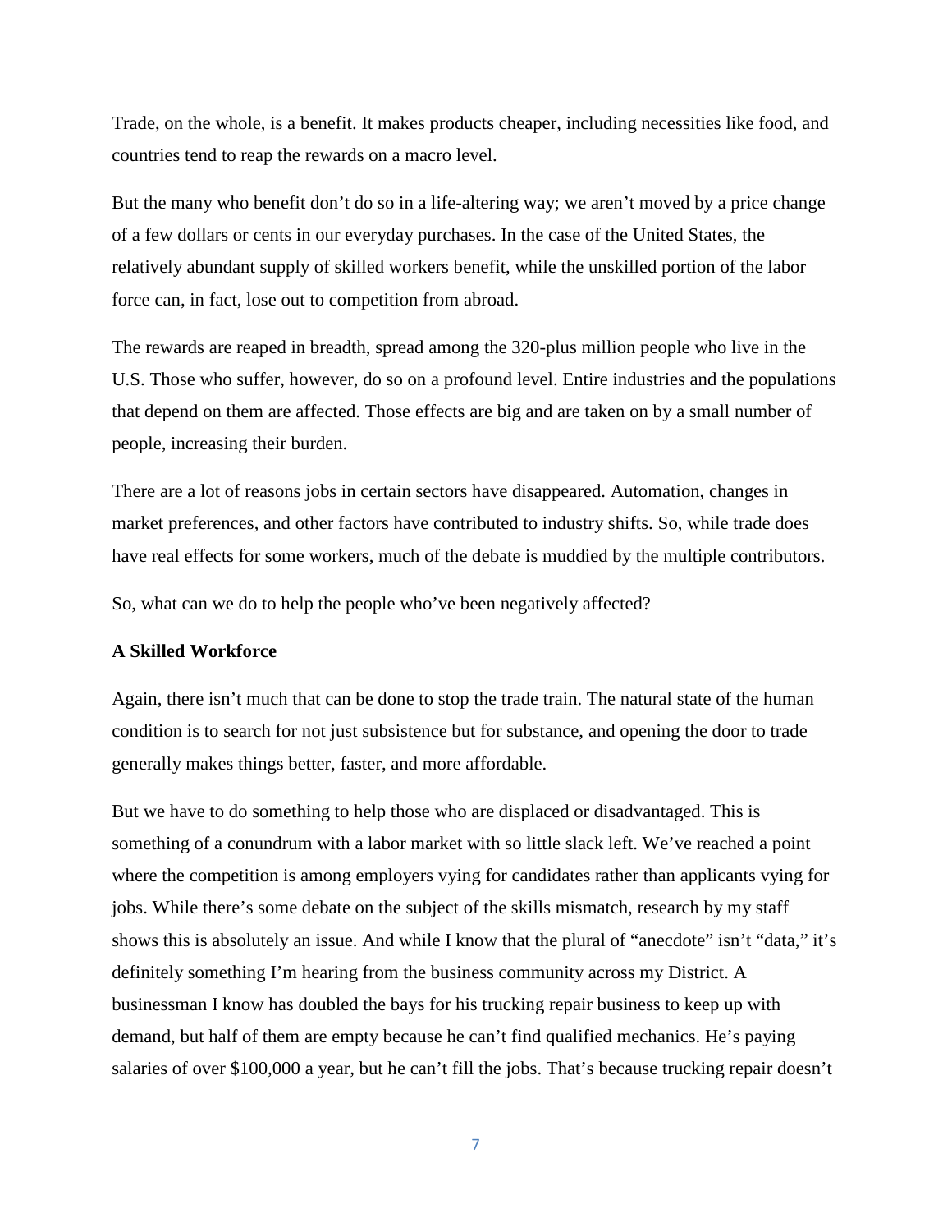Trade, on the whole, is a benefit. It makes products cheaper, including necessities like food, and countries tend to reap the rewards on a macro level.

But the many who benefit don't do so in a life-altering way; we aren't moved by a price change of a few dollars or cents in our everyday purchases. In the case of the United States, the relatively abundant supply of skilled workers benefit, while the unskilled portion of the labor force can, in fact, lose out to competition from abroad.

The rewards are reaped in breadth, spread among the 320-plus million people who live in the U.S. Those who suffer, however, do so on a profound level. Entire industries and the populations that depend on them are affected. Those effects are big and are taken on by a small number of people, increasing their burden.

There are a lot of reasons jobs in certain sectors have disappeared. Automation, changes in market preferences, and other factors have contributed to industry shifts. So, while trade does have real effects for some workers, much of the debate is muddied by the multiple contributors.

So, what can we do to help the people who've been negatively affected?

**A Skilled Workforce**

Again, there isn't much that can be done to stop the trade train. The natural state of the human condition is to search for not just subsistence but for substance, and opening the door to trade generally makes things better, faster, and more affordable.

But we have to do something to help those who are displaced or disadvantaged. This is something of a conundrum with a labor market with so little slack left. We've reached a point where the competition is among employers vying for candidates rather than applicants vying for jobs. While there's some debate on the subject of the skills mismatch, research by my staff shows this is absolutely an issue. And while I know that the plural of "anecdote" isn't "data," it's definitely something I'm hearing from the business community across my District. A businessman I know has doubled the bays for his trucking repair business to keep up with demand, but half of them are empty because he can't find qualified mechanics. He's paying salaries of over $100,000 a year, but he can't fill the jobs. That's because trucking repair doesn't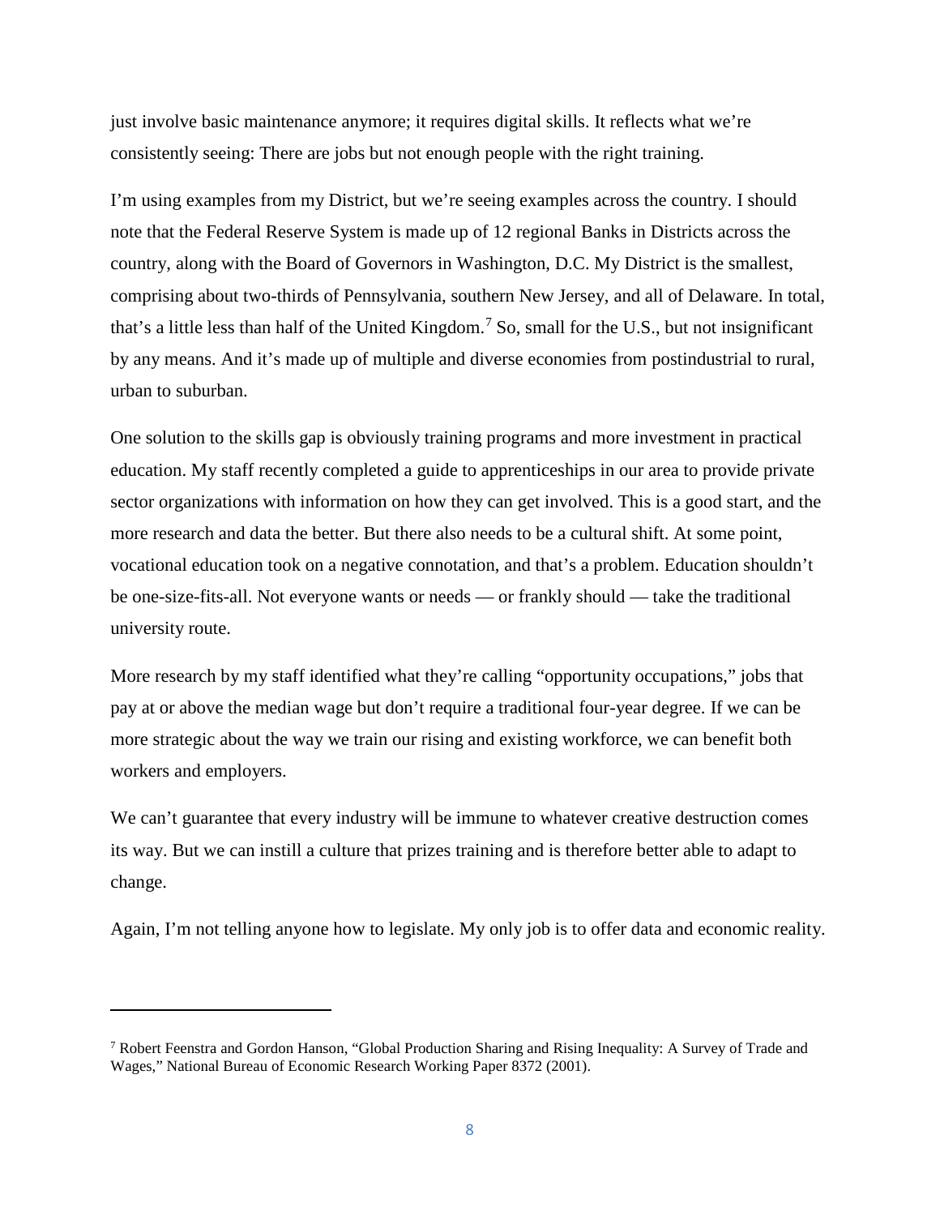just involve basic maintenance anymore; it requires digital skills. It reflects what we're consistently seeing: There are jobs but not enough people with the right training.

I'm using examples from my District, but we're seeing examples across the country. I should note that the Federal Reserve System is made up of 12 regional Banks in Districts across the country, along with the Board of Governors in Washington, D.C. My District is the smallest, comprising about two-thirds of Pennsylvania, southern New Jersey, and all of Delaware. In total, that's a little less than half of the United Kingdom.[7] So, small for the U.S., but not insignificant by any means. And it's made up of multiple and diverse economies from postindustrial to rural, urban to suburban.

One solution to the skills gap is obviously training programs and more investment in practical education. My staff recently completed a guide to apprenticeships in our area to provide private sector organizations with information on how they can get involved. This is a good start, and the more research and data the better. But there also needs to be a cultural shift. At some point, vocational education took on a negative connotation, and that's a problem. Education shouldn't be one-size-fits-all. Not everyone wants or needs — or frankly should — take the traditional university route.

More research by my staff identified what they're calling "opportunity occupations," jobs that pay at or above the median wage but don't require a traditional four-year degree. If we can be more strategic about the way we train our rising and existing workforce, we can benefit both workers and employers.

We can't guarantee that every industry will be immune to whatever creative destruction comes its way. But we can instill a culture that prizes training and is therefore better able to adapt to change.

Again, I'm not telling anyone how to legislate. My only job is to offer data and economic reality.

---

[7] Robert Feenstra and Gordon Hanson, "Global Production Sharing and Rising Inequality: A Survey of Trade and Wages," National Bureau of Economic Research Working Paper 8372 (2001).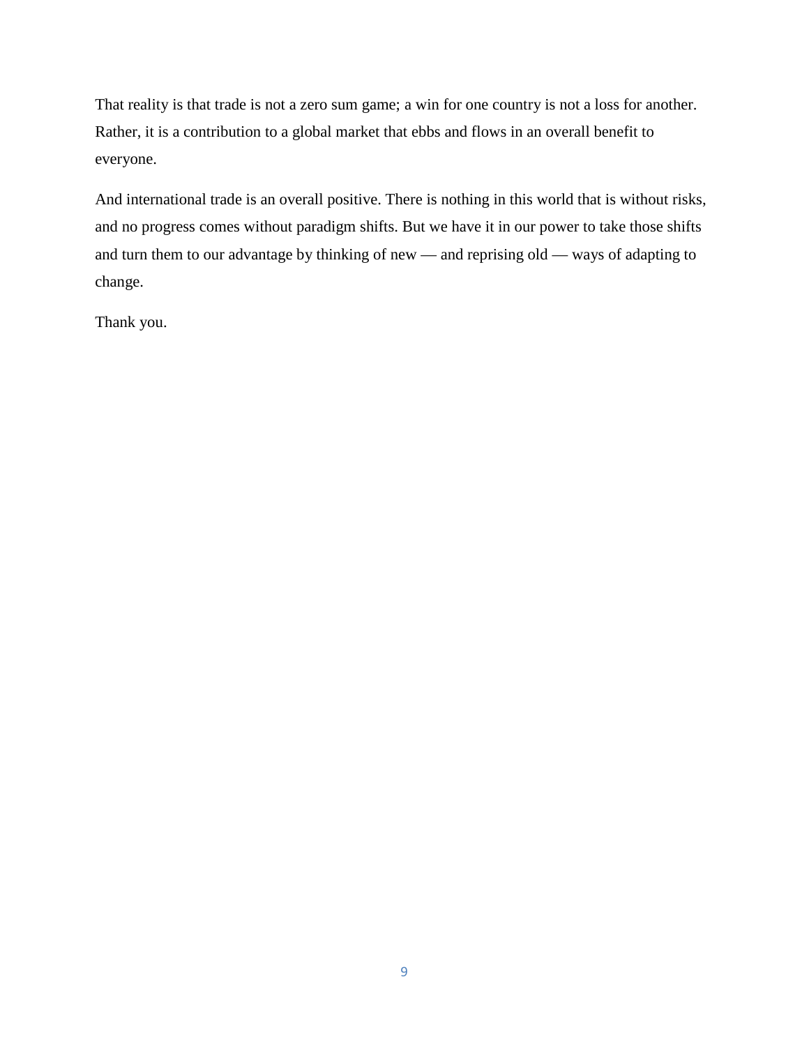That reality is that trade is not a zero sum game; a win for one country is not a loss for another. Rather, it is a contribution to a global market that ebbs and flows in an overall benefit to everyone.

And international trade is an overall positive. There is nothing in this world that is without risks, and no progress comes without paradigm shifts. But we have it in our power to take those shifts and turn them to our advantage by thinking of new — and reprising old — ways of adapting to change.

Thank you.